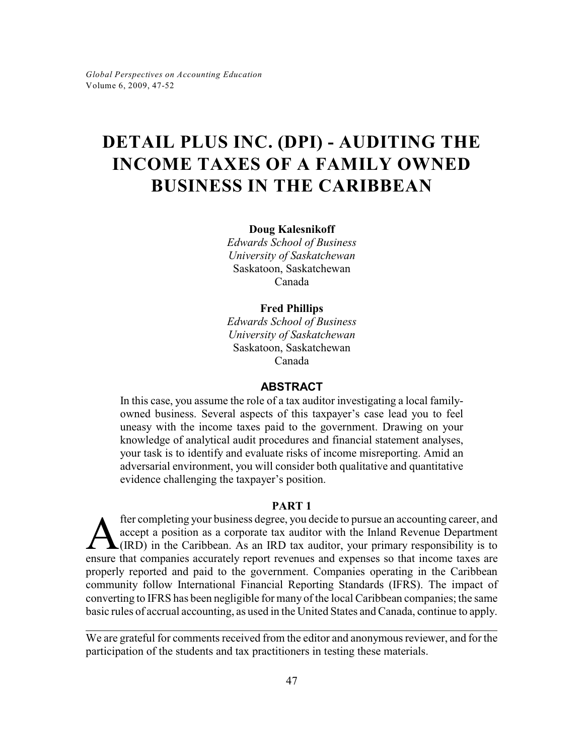# DETAIL PLUS INC. (DPI) - AUDITING THE INCOME TAXES OF A FAMILY OWNED BUSINESS IN THE CARIBBEAN

**Doug Kalesnikoff**
*Edwards School of Business*
*University of Saskatchewan*
Saskatoon, Saskatchewan
Canada

**Fred Phillips**
*Edwards School of Business*
*University of Saskatchewan*
Saskatoon, Saskatchewan
Canada

## ABSTRACT

In this case, you assume the role of a tax auditor investigating a local family-owned business. Several aspects of this taxpayer's case lead you to feel uneasy with the income taxes paid to the government. Drawing on your knowledge of analytical audit procedures and financial statement analyses, your task is to identify and evaluate risks of income misreporting. Amid an adversarial environment, you will consider both qualitative and quantitative evidence challenging the taxpayer's position.

## PART 1

After completing your business degree, you decide to pursue an accounting career, and accept a position as a corporate tax auditor with the Inland Revenue Department (IRD) in the Caribbean. As an IRD tax auditor, your primary responsibility is to ensure that companies accurately report revenues and expenses so that income taxes are properly reported and paid to the government. Companies operating in the Caribbean community follow International Financial Reporting Standards (IFRS). The impact of converting to IFRS has been negligible for many of the local Caribbean companies; the same basic rules of accrual accounting, as used in the United States and Canada, continue to apply.

---

We are grateful for comments received from the editor and anonymous reviewer, and for the participation of the students and tax practitioners in testing these materials.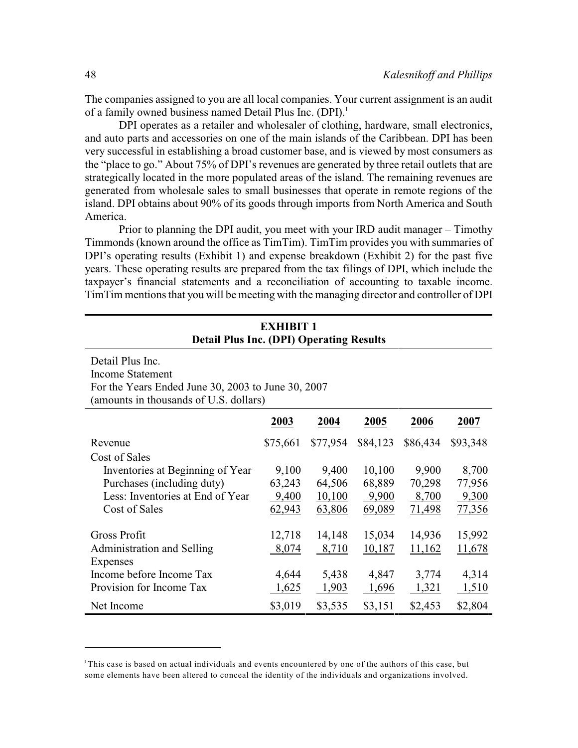The companies assigned to you are all local companies. Your current assignment is an audit of a family owned business named Detail Plus Inc. (DPI).[1]

DPI operates as a retailer and wholesaler of clothing, hardware, small electronics, and auto parts and accessories on one of the main islands of the Caribbean. DPI has been very successful in establishing a broad customer base, and is viewed by most consumers as the "place to go." About 75% of DPI's revenues are generated by three retail outlets that are strategically located in the more populated areas of the island. The remaining revenues are generated from wholesale sales to small businesses that operate in remote regions of the island. DPI obtains about 90% of its goods through imports from North America and South America.

Prior to planning the DPI audit, you meet with your IRD audit manager – Timothy Timmonds (known around the office as TimTim). TimTim provides you with summaries of DPI's operating results (Exhibit 1) and expense breakdown (Exhibit 2) for the past five years. These operating results are prepared from the tax filings of DPI, which include the taxpayer's financial statements and a reconciliation of accounting to taxable income. TimTim mentions that you will be meeting with the managing director and controller of DPI

**EXHIBIT 1**
**Detail Plus Inc. (DPI) Operating Results**

Detail Plus Inc.
Income Statement
For the Years Ended June 30, 2003 to June 30, 2007
(amounts in thousands of U.S. dollars)

| | 2003 | 2004 | 2005 | 2006 | 2007 |
|---|---|---|---|---|---|
| Revenue | $75,661 | $77,954 | $84,123 | $86,434 | $93,348 |
| Cost of Sales | | | | | |
| Inventories at Beginning of Year | 9,100 | 9,400 | 10,100 | 9,900 | 8,700 |
| Purchases (including duty) | 63,243 | 64,506 | 68,889 | 70,298 | 77,956 |
| Less: Inventories at End of Year | 9,400 | 10,100 | 9,900 | 8,700 | 9,300 |
| Cost of Sales | 62,943 | 63,806 | 69,089 | 71,498 | 77,356 |
| Gross Profit | 12,718 | 14,148 | 15,034 | 14,936 | 15,992 |
| Administration and Selling Expenses | 8,074 | 8,710 | 10,187 | 11,162 | 11,678 |
| Income before Income Tax | 4,644 | 5,438 | 4,847 | 3,774 | 4,314 |
| Provision for Income Tax | 1,625 | 1,903 | 1,696 | 1,321 | 1,510 |
| Net Income | $3,019 | $3,535 | $3,151 | $2,453 | $2,804 |

[1] This case is based on actual individuals and events encountered by one of the authors of this case, but some elements have been altered to conceal the identity of the individuals and organizations involved.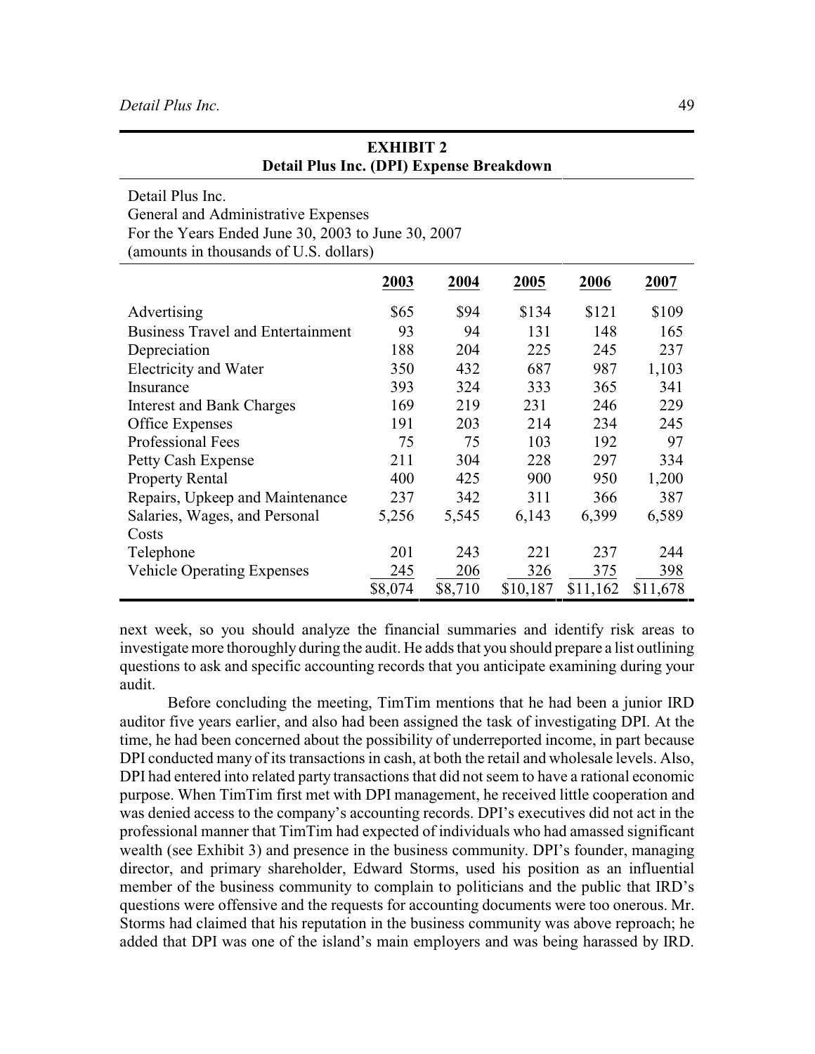**EXHIBIT 2**
**Detail Plus Inc. (DPI) Expense Breakdown**

Detail Plus Inc.
General and Administrative Expenses
For the Years Ended June 30, 2003 to June 30, 2007
(amounts in thousands of U.S. dollars)

| | 2003 | 2004 | 2005 | 2006 | 2007 |
|---|---|---|---|---|---|
| Advertising | $65 | $94 | $134 | $121 | $109 |
| Business Travel and Entertainment | 93 | 94 | 131 | 148 | 165 |
| Depreciation | 188 | 204 | 225 | 245 | 237 |
| Electricity and Water | 350 | 432 | 687 | 987 | 1,103 |
| Insurance | 393 | 324 | 333 | 365 | 341 |
| Interest and Bank Charges | 169 | 219 | 231 | 246 | 229 |
| Office Expenses | 191 | 203 | 214 | 234 | 245 |
| Professional Fees | 75 | 75 | 103 | 192 | 97 |
| Petty Cash Expense | 211 | 304 | 228 | 297 | 334 |
| Property Rental | 400 | 425 | 900 | 950 | 1,200 |
| Repairs, Upkeep and Maintenance | 237 | 342 | 311 | 366 | 387 |
| Salaries, Wages, and Personal Costs | 5,256 | 5,545 | 6,143 | 6,399 | 6,589 |
| Telephone | 201 | 243 | 221 | 237 | 244 |
| Vehicle Operating Expenses | 245 | 206 | 326 | 375 | 398 |
| | $8,074 | $8,710 | $10,187 | $11,162 | $11,678 |

next week, so you should analyze the financial summaries and identify risk areas to investigate more thoroughly during the audit. He adds that you should prepare a list outlining questions to ask and specific accounting records that you anticipate examining during your audit.

Before concluding the meeting, TimTim mentions that he had been a junior IRD auditor five years earlier, and also had been assigned the task of investigating DPI. At the time, he had been concerned about the possibility of underreported income, in part because DPI conducted many of its transactions in cash, at both the retail and wholesale levels. Also, DPI had entered into related party transactions that did not seem to have a rational economic purpose. When TimTim first met with DPI management, he received little cooperation and was denied access to the company's accounting records. DPI's executives did not act in the professional manner that TimTim had expected of individuals who had amassed significant wealth (see Exhibit 3) and presence in the business community. DPI's founder, managing director, and primary shareholder, Edward Storms, used his position as an influential member of the business community to complain to politicians and the public that IRD's questions were offensive and the requests for accounting documents were too onerous. Mr. Storms had claimed that his reputation in the business community was above reproach; he added that DPI was one of the island's main employers and was being harassed by IRD.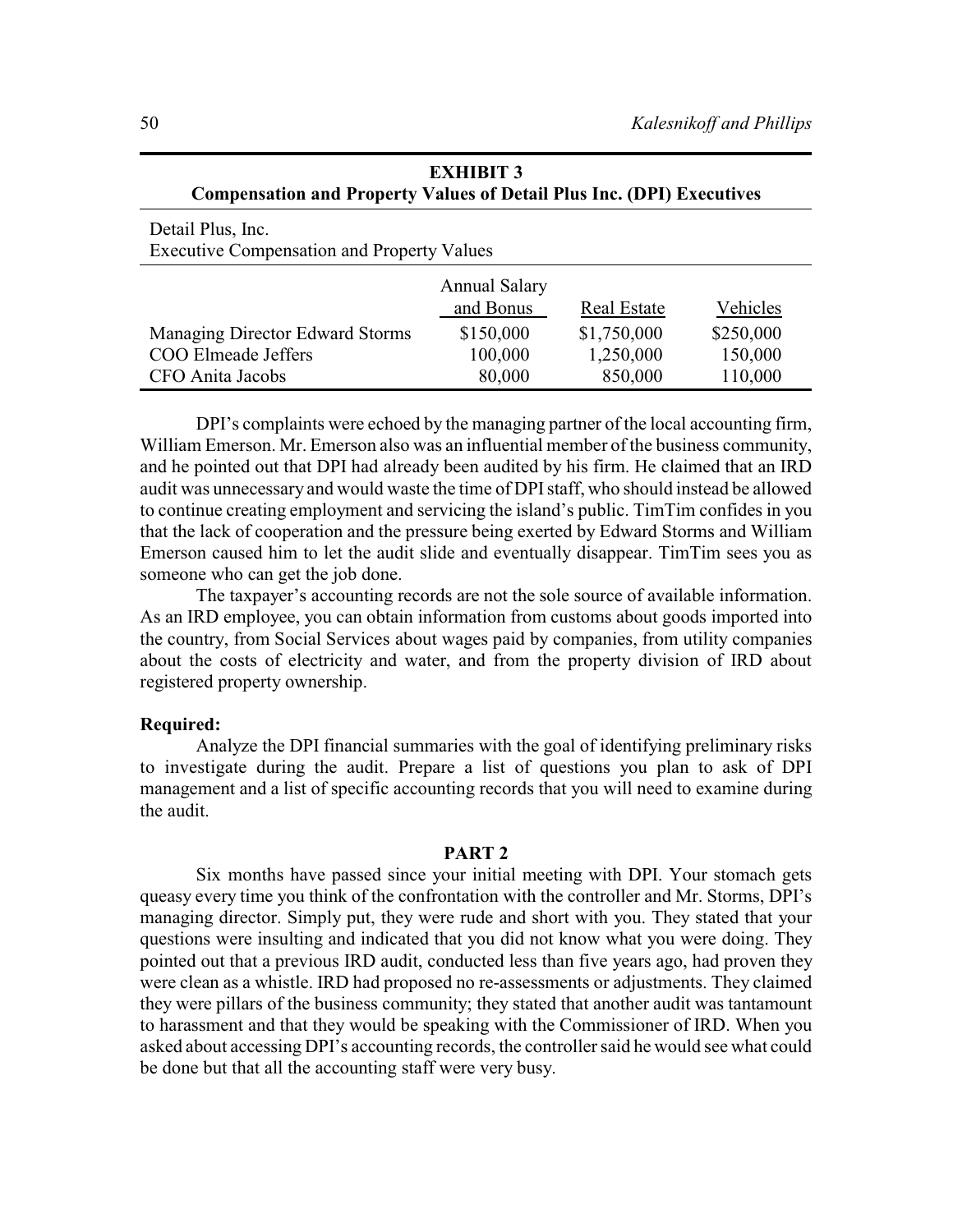**EXHIBIT 3**
**Compensation and Property Values of Detail Plus Inc. (DPI) Executives**

Detail Plus, Inc.
Executive Compensation and Property Values

| | Annual Salary and Bonus | Real Estate | Vehicles |
|---|---|---|---|
| Managing Director Edward Storms | $150,000 | $1,750,000 | $250,000 |
| COO Elmeade Jeffers | 100,000 | 1,250,000 | 150,000 |
| CFO Anita Jacobs | 80,000 | 850,000 | 110,000 |

DPI's complaints were echoed by the managing partner of the local accounting firm, William Emerson. Mr. Emerson also was an influential member of the business community, and he pointed out that DPI had already been audited by his firm. He claimed that an IRD audit was unnecessary and would waste the time of DPI staff, who should instead be allowed to continue creating employment and servicing the island's public. TimTim confides in you that the lack of cooperation and the pressure being exerted by Edward Storms and William Emerson caused him to let the audit slide and eventually disappear. TimTim sees you as someone who can get the job done.

The taxpayer's accounting records are not the sole source of available information. As an IRD employee, you can obtain information from customs about goods imported into the country, from Social Services about wages paid by companies, from utility companies about the costs of electricity and water, and from the property division of IRD about registered property ownership.

**Required:**

Analyze the DPI financial summaries with the goal of identifying preliminary risks to investigate during the audit. Prepare a list of questions you plan to ask of DPI management and a list of specific accounting records that you will need to examine during the audit.

## PART 2

Six months have passed since your initial meeting with DPI. Your stomach gets queasy every time you think of the confrontation with the controller and Mr. Storms, DPI's managing director. Simply put, they were rude and short with you. They stated that your questions were insulting and indicated that you did not know what you were doing. They pointed out that a previous IRD audit, conducted less than five years ago, had proven they were clean as a whistle. IRD had proposed no re-assessments or adjustments. They claimed they were pillars of the business community; they stated that another audit was tantamount to harassment and that they would be speaking with the Commissioner of IRD. When you asked about accessing DPI's accounting records, the controller said he would see what could be done but that all the accounting staff were very busy.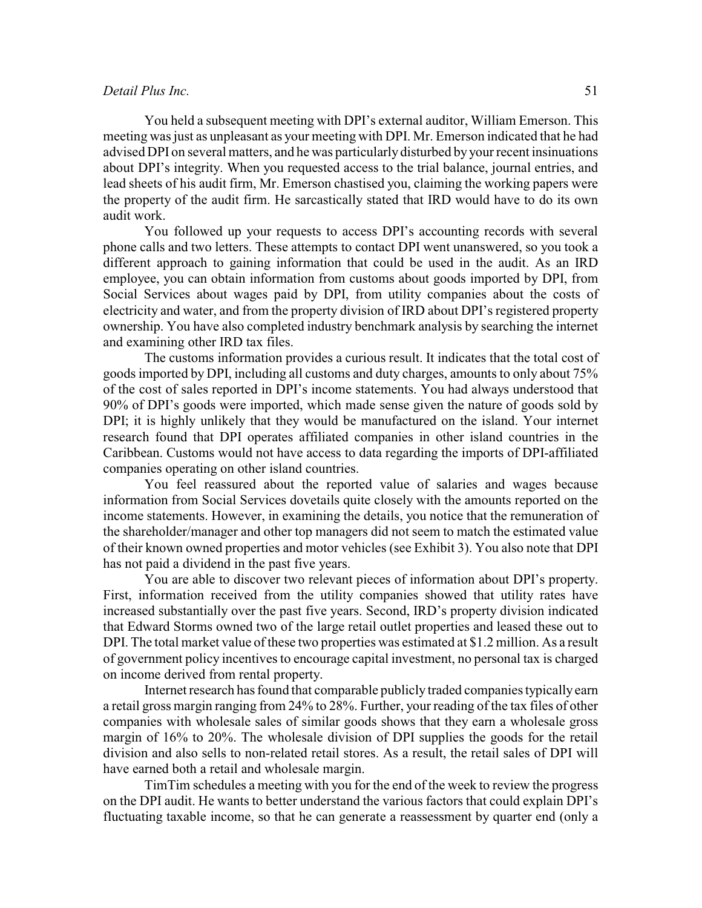You held a subsequent meeting with DPI's external auditor, William Emerson. This meeting was just as unpleasant as your meeting with DPI. Mr. Emerson indicated that he had advised DPI on several matters, and he was particularly disturbed by your recent insinuations about DPI's integrity. When you requested access to the trial balance, journal entries, and lead sheets of his audit firm, Mr. Emerson chastised you, claiming the working papers were the property of the audit firm. He sarcastically stated that IRD would have to do its own audit work.

You followed up your requests to access DPI's accounting records with several phone calls and two letters. These attempts to contact DPI went unanswered, so you took a different approach to gaining information that could be used in the audit. As an IRD employee, you can obtain information from customs about goods imported by DPI, from Social Services about wages paid by DPI, from utility companies about the costs of electricity and water, and from the property division of IRD about DPI's registered property ownership. You have also completed industry benchmark analysis by searching the internet and examining other IRD tax files.

The customs information provides a curious result. It indicates that the total cost of goods imported by DPI, including all customs and duty charges, amounts to only about 75% of the cost of sales reported in DPI's income statements. You had always understood that 90% of DPI's goods were imported, which made sense given the nature of goods sold by DPI; it is highly unlikely that they would be manufactured on the island. Your internet research found that DPI operates affiliated companies in other island countries in the Caribbean. Customs would not have access to data regarding the imports of DPI-affiliated companies operating on other island countries.

You feel reassured about the reported value of salaries and wages because information from Social Services dovetails quite closely with the amounts reported on the income statements. However, in examining the details, you notice that the remuneration of the shareholder/manager and other top managers did not seem to match the estimated value of their known owned properties and motor vehicles (see Exhibit 3). You also note that DPI has not paid a dividend in the past five years.

You are able to discover two relevant pieces of information about DPI's property. First, information received from the utility companies showed that utility rates have increased substantially over the past five years. Second, IRD's property division indicated that Edward Storms owned two of the large retail outlet properties and leased these out to DPI. The total market value of these two properties was estimated at $1.2 million. As a result of government policy incentives to encourage capital investment, no personal tax is charged on income derived from rental property.

Internet research has found that comparable publicly traded companies typically earn a retail gross margin ranging from 24% to 28%. Further, your reading of the tax files of other companies with wholesale sales of similar goods shows that they earn a wholesale gross margin of 16% to 20%. The wholesale division of DPI supplies the goods for the retail division and also sells to non-related retail stores. As a result, the retail sales of DPI will have earned both a retail and wholesale margin.

TimTim schedules a meeting with you for the end of the week to review the progress on the DPI audit. He wants to better understand the various factors that could explain DPI's fluctuating taxable income, so that he can generate a reassessment by quarter end (only a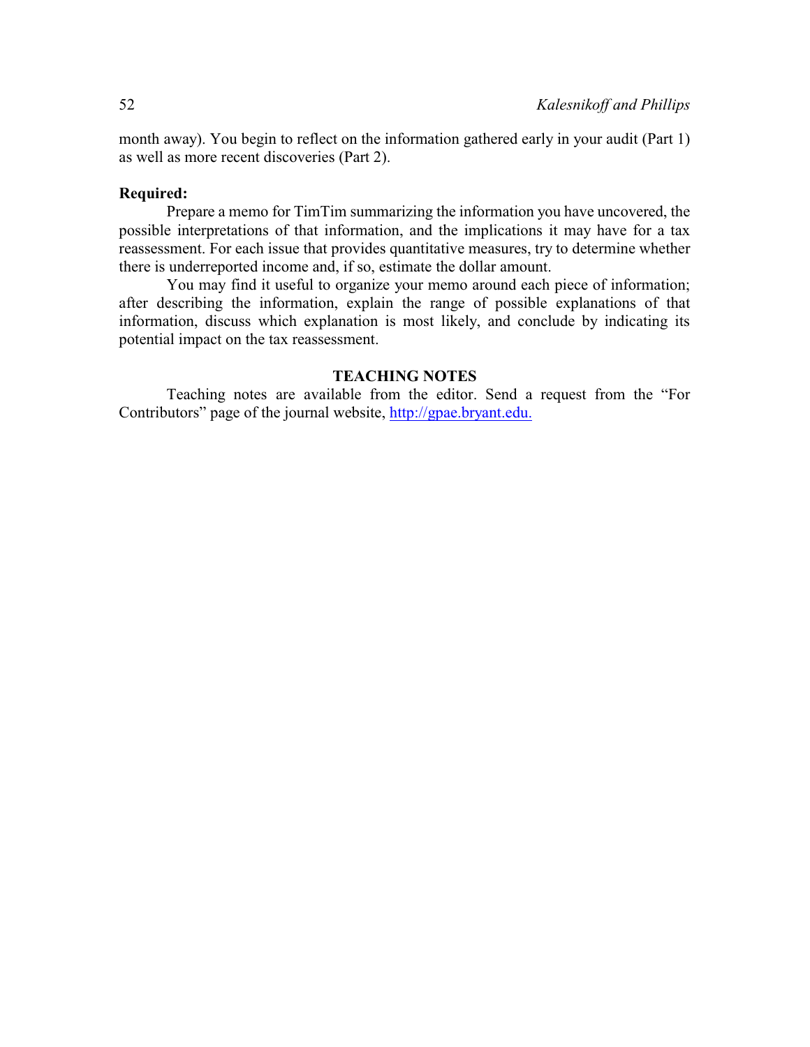month away). You begin to reflect on the information gathered early in your audit (Part 1) as well as more recent discoveries (Part 2).

**Required:**

Prepare a memo for TimTim summarizing the information you have uncovered, the possible interpretations of that information, and the implications it may have for a tax reassessment. For each issue that provides quantitative measures, try to determine whether there is underreported income and, if so, estimate the dollar amount.

You may find it useful to organize your memo around each piece of information; after describing the information, explain the range of possible explanations of that information, discuss which explanation is most likely, and conclude by indicating its potential impact on the tax reassessment.

## TEACHING NOTES

Teaching notes are available from the editor. Send a request from the "For Contributors" page of the journal website, http://gpae.bryant.edu.